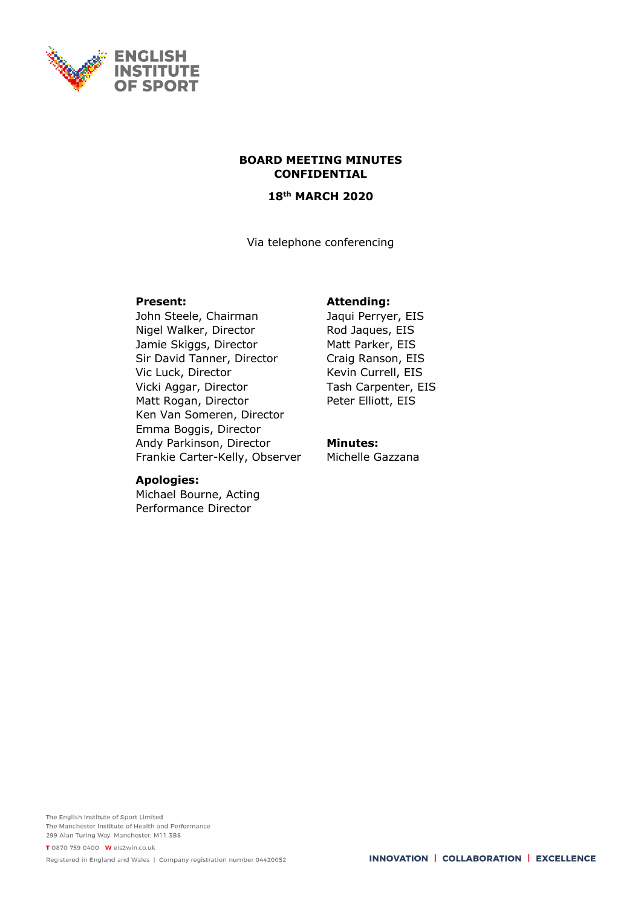**ENGLISH INSTITUTE OF SPORT**

# BOARD MEETING MINUTES
# CONFIDENTIAL

## 18th MARCH 2020

Via telephone conferencing

**Present:**
John Steele, Chairman
Nigel Walker, Director
Jamie Skiggs, Director
Sir David Tanner, Director
Vic Luck, Director
Vicki Aggar, Director
Matt Rogan, Director
Ken Van Someren, Director
Emma Boggis, Director
Andy Parkinson, Director
Frankie Carter-Kelly, Observer

**Apologies:**
Michael Bourne, Acting Performance Director

**Attending:**
Jaqui Perryer, EIS
Rod Jaques, EIS
Matt Parker, EIS
Craig Ranson, EIS
Kevin Currell, EIS
Tash Carpenter, EIS
Peter Elliott, EIS

**Minutes:**
Michelle Gazzana

The English Institute of Sport Limited
The Manchester Institute of Health and Performance
299 Alan Turing Way, Manchester, M11 3BS

T 0870 759 0400 W eis2win.co.uk

Registered in England and Wales | Company registration number 04420052

INNOVATION | COLLABORATION | EXCELLENCE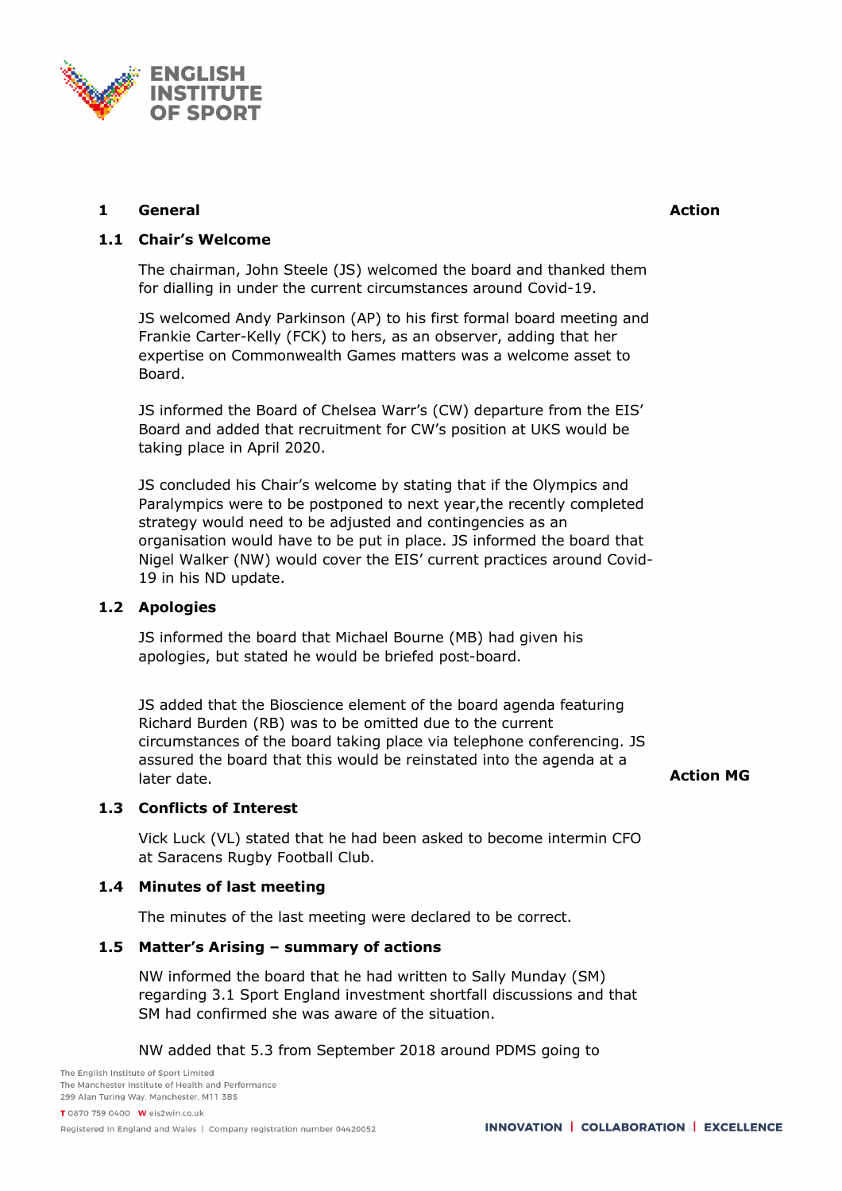## 1 General

**Action**

### 1.1 Chair's Welcome

The chairman, John Steele (JS) welcomed the board and thanked them for dialling in under the current circumstances around Covid-19.

JS welcomed Andy Parkinson (AP) to his first formal board meeting and Frankie Carter-Kelly (FCK) to hers, as an observer, adding that her expertise on Commonwealth Games matters was a welcome asset to Board.

JS informed the Board of Chelsea Warr's (CW) departure from the EIS' Board and added that recruitment for CW's position at UKS would be taking place in April 2020.

JS concluded his Chair's welcome by stating that if the Olympics and Paralympics were to be postponed to next year,the recently completed strategy would need to be adjusted and contingencies as an organisation would have to be put in place. JS informed the board that Nigel Walker (NW) would cover the EIS' current practices around Covid-19 in his ND update.

### 1.2 Apologies

JS informed the board that Michael Bourne (MB) had given his apologies, but stated he would be briefed post-board.

JS added that the Bioscience element of the board agenda featuring Richard Burden (RB) was to be omitted due to the current circumstances of the board taking place via telephone conferencing. JS assured the board that this would be reinstated into the agenda at a later date. **Action MG**

### 1.3 Conflicts of Interest

Vick Luck (VL) stated that he had been asked to become intermin CFO at Saracens Rugby Football Club.

### 1.4 Minutes of last meeting

The minutes of the last meeting were declared to be correct.

### 1.5 Matter's Arising – summary of actions

NW informed the board that he had written to Sally Munday (SM) regarding 3.1 Sport England investment shortfall discussions and that SM had confirmed she was aware of the situation.

NW added that 5.3 from September 2018 around PDMS going to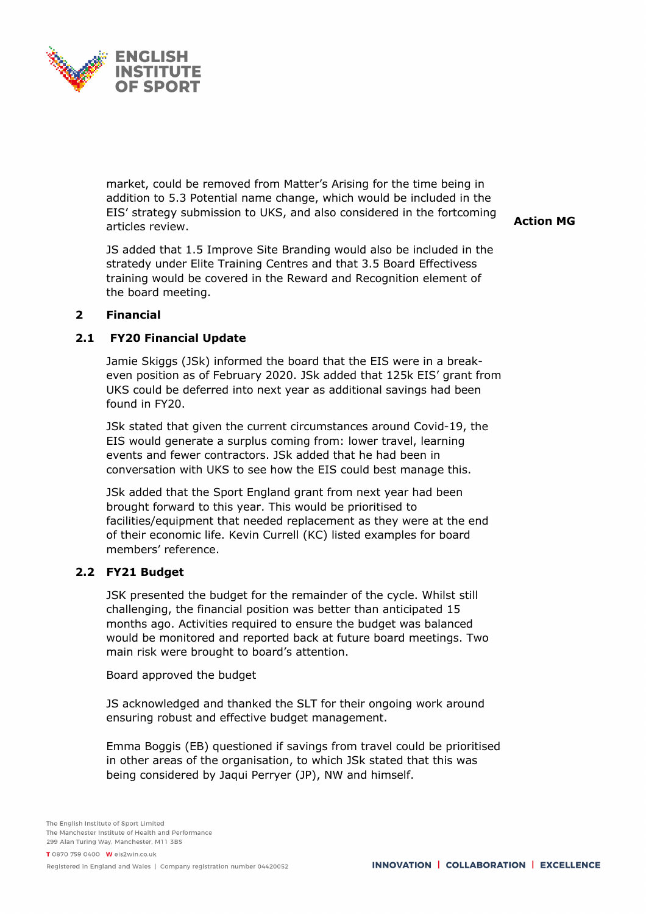market, could be removed from Matter's Arising for the time being in addition to 5.3 Potential name change, which would be included in the EIS' strategy submission to UKS, and also considered in the fortcoming articles review. **Action MG**

JS added that 1.5 Improve Site Branding would also be included in the stratedy under Elite Training Centres and that 3.5 Board Effectivess training would be covered in the Reward and Recognition element of the board meeting.

## 2 Financial

### 2.1 FY20 Financial Update

Jamie Skiggs (JSk) informed the board that the EIS were in a break-even position as of February 2020. JSk added that 125k EIS' grant from UKS could be deferred into next year as additional savings had been found in FY20.

JSk stated that given the current circumstances around Covid-19, the EIS would generate a surplus coming from: lower travel, learning events and fewer contractors. JSk added that he had been in conversation with UKS to see how the EIS could best manage this.

JSk added that the Sport England grant from next year had been brought forward to this year. This would be prioritised to facilities/equipment that needed replacement as they were at the end of their economic life. Kevin Currell (KC) listed examples for board members' reference.

### 2.2 FY21 Budget

JSK presented the budget for the remainder of the cycle. Whilst still challenging, the financial position was better than anticipated 15 months ago. Activities required to ensure the budget was balanced would be monitored and reported back at future board meetings. Two main risk were brought to board's attention.

Board approved the budget

JS acknowledged and thanked the SLT for their ongoing work around ensuring robust and effective budget management.

Emma Boggis (EB) questioned if savings from travel could be prioritised in other areas of the organisation, to which JSk stated that this was being considered by Jaqui Perryer (JP), NW and himself.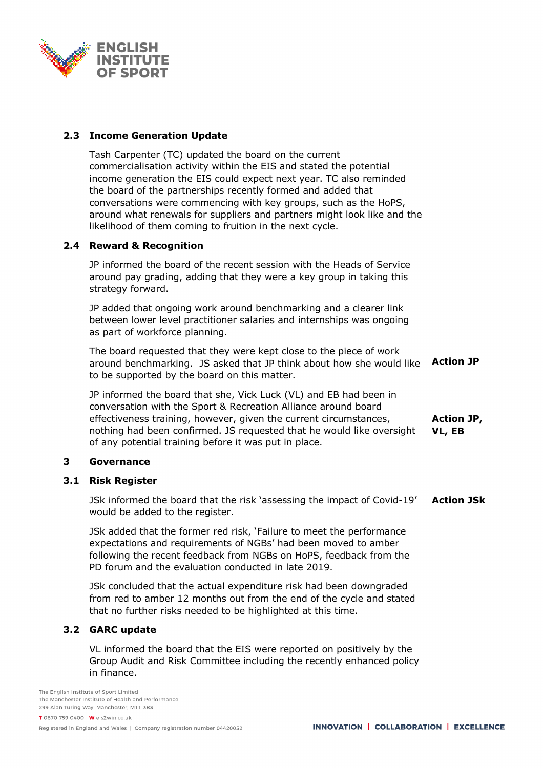### 2.3 Income Generation Update

Tash Carpenter (TC) updated the board on the current commercialisation activity within the EIS and stated the potential income generation the EIS could expect next year. TC also reminded the board of the partnerships recently formed and added that conversations were commencing with key groups, such as the HoPS, around what renewals for suppliers and partners might look like and the likelihood of them coming to fruition in the next cycle.

### 2.4 Reward & Recognition

JP informed the board of the recent session with the Heads of Service around pay grading, adding that they were a key group in taking this strategy forward.

JP added that ongoing work around benchmarking and a clearer link between lower level practitioner salaries and internships was ongoing as part of workforce planning.

The board requested that they were kept close to the piece of work around benchmarking. JS asked that JP think about how she would like to be supported by the board on this matter. **Action JP**

JP informed the board that she, Vick Luck (VL) and EB had been in conversation with the Sport & Recreation Alliance around board effectiveness training, however, given the current circumstances, nothing had been confirmed. JS requested that he would like oversight of any potential training before it was put in place. **Action JP, VL, EB**

## 3 Governance

### 3.1 Risk Register

JSk informed the board that the risk 'assessing the impact of Covid-19' would be added to the register. **Action JSk**

JSk added that the former red risk, 'Failure to meet the performance expectations and requirements of NGBs' had been moved to amber following the recent feedback from NGBs on HoPS, feedback from the PD forum and the evaluation conducted in late 2019.

JSk concluded that the actual expenditure risk had been downgraded from red to amber 12 months out from the end of the cycle and stated that no further risks needed to be highlighted at this time.

### 3.2 GARC update

VL informed the board that the EIS were reported on positively by the Group Audit and Risk Committee including the recently enhanced policy in finance.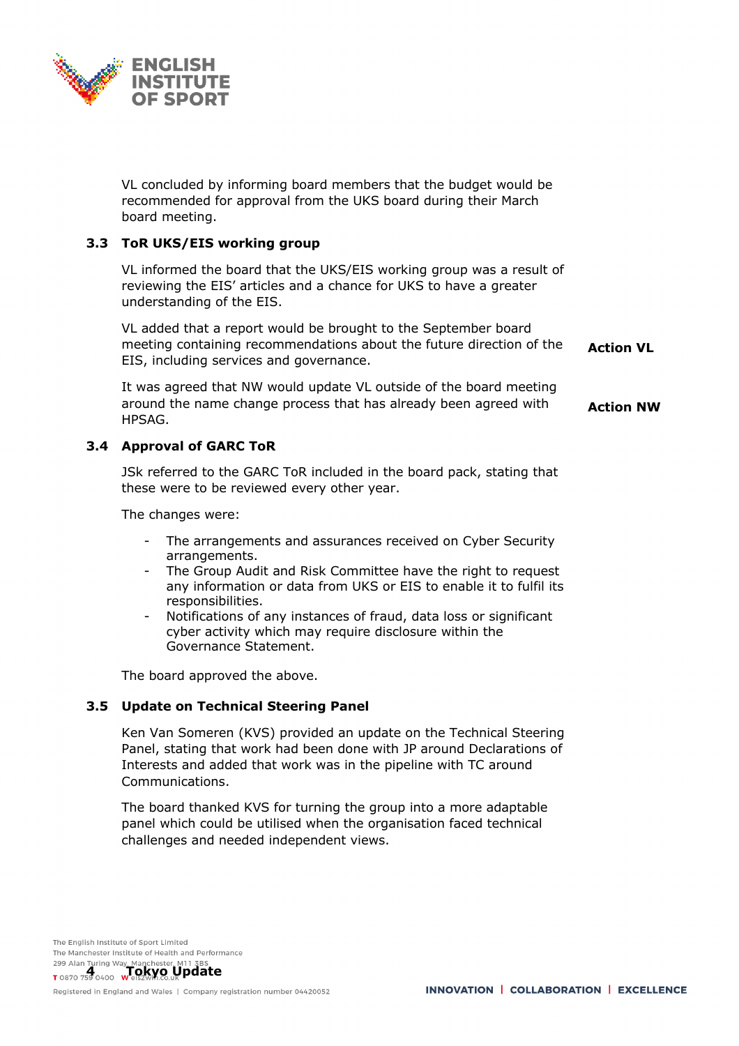VL concluded by informing board members that the budget would be recommended for approval from the UKS board during their March board meeting.

### 3.3 ToR UKS/EIS working group

VL informed the board that the UKS/EIS working group was a result of reviewing the EIS' articles and a chance for UKS to have a greater understanding of the EIS.

VL added that a report would be brought to the September board meeting containing recommendations about the future direction of the EIS, including services and governance. **Action VL**

It was agreed that NW would update VL outside of the board meeting around the name change process that has already been agreed with HPSAG. **Action NW**

### 3.4 Approval of GARC ToR

JSk referred to the GARC ToR included in the board pack, stating that these were to be reviewed every other year.

The changes were:

- The arrangements and assurances received on Cyber Security arrangements.
- The Group Audit and Risk Committee have the right to request any information or data from UKS or EIS to enable it to fulfil its responsibilities.
- Notifications of any instances of fraud, data loss or significant cyber activity which may require disclosure within the Governance Statement.

The board approved the above.

### 3.5 Update on Technical Steering Panel

Ken Van Someren (KVS) provided an update on the Technical Steering Panel, stating that work had been done with JP around Declarations of Interests and added that work was in the pipeline with TC around Communications.

The board thanked KVS for turning the group into a more adaptable panel which could be utilised when the organisation faced technical challenges and needed independent views.

## 4 Tokyo Update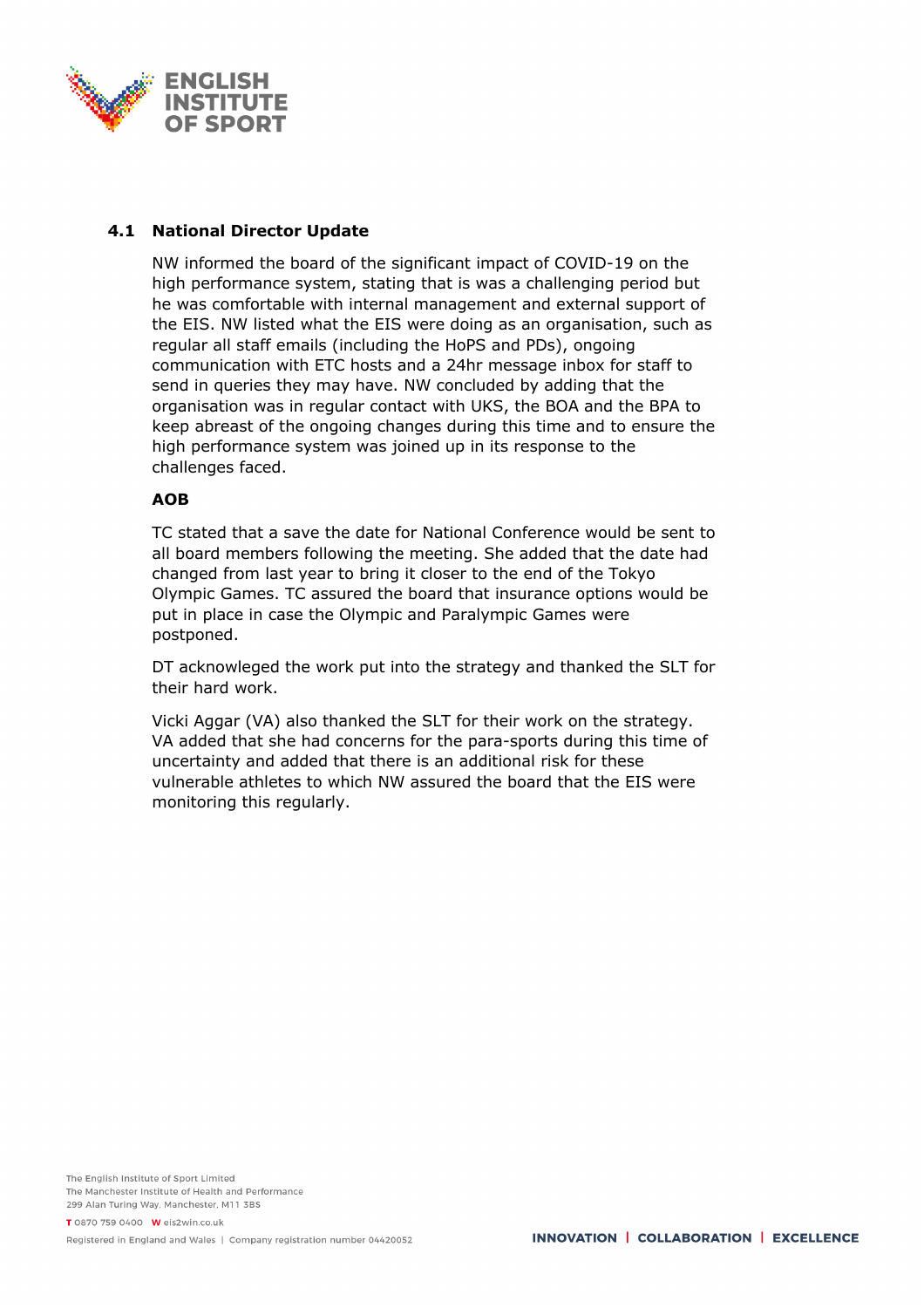### 4.1 National Director Update

NW informed the board of the significant impact of COVID-19 on the high performance system, stating that is was a challenging period but he was comfortable with internal management and external support of the EIS. NW listed what the EIS were doing as an organisation, such as regular all staff emails (including the HoPS and PDs), ongoing communication with ETC hosts and a 24hr message inbox for staff to send in queries they may have. NW concluded by adding that the organisation was in regular contact with UKS, the BOA and the BPA to keep abreast of the ongoing changes during this time and to ensure the high performance system was joined up in its response to the challenges faced.

**AOB**

TC stated that a save the date for National Conference would be sent to all board members following the meeting. She added that the date had changed from last year to bring it closer to the end of the Tokyo Olympic Games. TC assured the board that insurance options would be put in place in case the Olympic and Paralympic Games were postponed.

DT acknowleged the work put into the strategy and thanked the SLT for their hard work.

Vicki Aggar (VA) also thanked the SLT for their work on the strategy. VA added that she had concerns for the para-sports during this time of uncertainty and added that there is an additional risk for these vulnerable athletes to which NW assured the board that the EIS were monitoring this regularly.